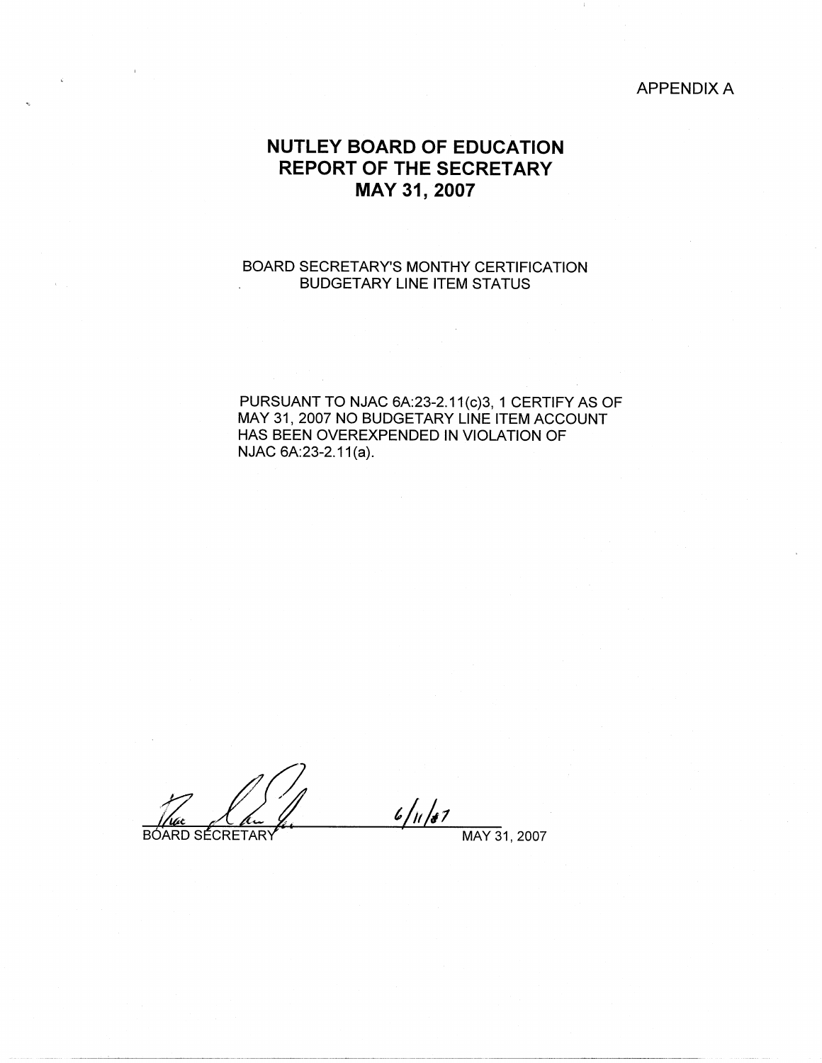APPENDIX A

# NUTLEY BOARD OF EDUCATION
# REPORT OF THE SECRETARY
# MAY 31, 2007

BOARD SECRETARY'S MONTHY CERTIFICATION
BUDGETARY LINE ITEM STATUS

PURSUANT TO NJAC 6A:23-2.11(c)3, 1 CERTIFY AS OF MAY 31, 2007 NO BUDGETARY LINE ITEM ACCOUNT HAS BEEN OVEREXPENDED IN VIOLATION OF NJAC 6A:23-2.11(a).

BOARD SECRETARY 6/11/07

MAY 31, 2007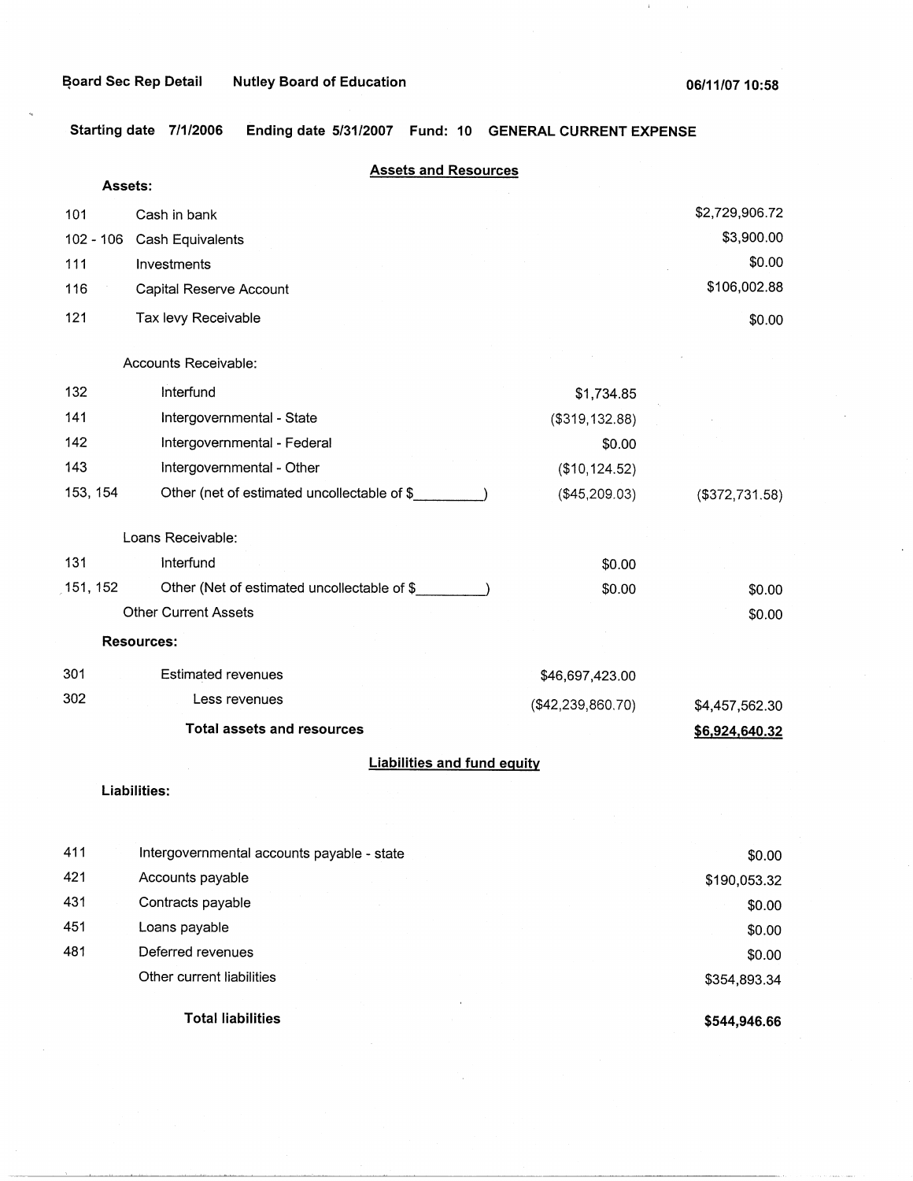Board Sec Rep Detail Nutley Board of Education 06/11/07 10:58

Starting date 7/1/2006 Ending date 5/31/2007 Fund: 10 GENERAL CURRENT EXPENSE

## Assets and Resources

| | | | |
|---|---|---|---|
| **Assets:** | | | |
| 101 | Cash in bank | | $2,729,906.72 |
| 102 - 106 | Cash Equivalents | | $3,900.00 |
| 111 | Investments | | $0.00 |
| 116 | Capital Reserve Account | | $106,002.88 |
| 121 | Tax levy Receivable | | $0.00 |
| | Accounts Receivable: | | |
| 132 | Interfund | $1,734.85 | |
| 141 | Intergovernmental - State | ($319,132.88) | |
| 142 | Intergovernmental - Federal | $0.00 | |
| 143 | Intergovernmental - Other | ($10,124.52) | |
| 153, 154 | Other (net of estimated uncollectable of $_________) | ($45,209.03) | ($372,731.58) |
| | Loans Receivable: | | |
| 131 | Interfund | $0.00 | |
| 151, 152 | Other (Net of estimated uncollectable of $_________) | $0.00 | $0.00 |
| | Other Current Assets | | $0.00 |
| **Resources:** | | | |
| 301 | Estimated revenues | $46,697,423.00 | |
| 302 | Less revenues | ($42,239,860.70) | $4,457,562.30 |
| | **Total assets and resources** | | **$6,924,640.32** |

## Liabilities and fund equity

| | | |
|---|---|---|
| **Liabilities:** | | |
| 411 | Intergovernmental accounts payable - state | $0.00 |
| 421 | Accounts payable | $190,053.32 |
| 431 | Contracts payable | $0.00 |
| 451 | Loans payable | $0.00 |
| 481 | Deferred revenues | $0.00 |
| | Other current liabilities | $354,893.34 |
| | **Total liabilities** | **$544,946.66** |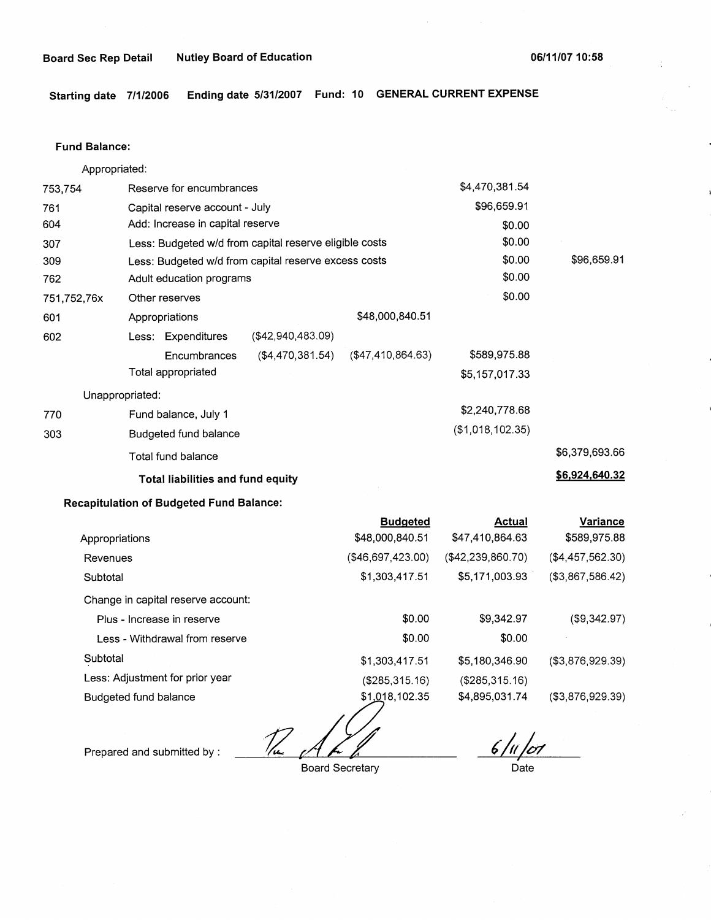**Board Sec Rep Detail** **Nutley Board of Education** **06/11/07 10:58**

**Starting date 7/1/2006** **Ending date 5/31/2007** **Fund: 10** **GENERAL CURRENT EXPENSE**

**Fund Balance:**

Appropriated:

| | | | | | |
|---|---|---|---|---|---|
| 753,754 | Reserve for encumbrances | | | $4,470,381.54 | |
| 761 | Capital reserve account - July | | | $96,659.91 | |
| 604 | Add: Increase in capital reserve | | | $0.00 | |
| 307 | Less: Budgeted w/d from capital reserve eligible costs | | | $0.00 | |
| 309 | Less: Budgeted w/d from capital reserve excess costs | | | $0.00 | $96,659.91 |
| 762 | Adult education programs | | | $0.00 | |
| 751,752,76x | Other reserves | | | $0.00 | |
| 601 | Appropriations | | $48,000,840.51 | | |
| 602 | Less: Expenditures | ($42,940,483.09) | | | |
| | Encumbrances | ($4,470,381.54) | ($47,410,864.63) | $589,975.88 | |
| | Total appropriated | | | $5,157,017.33 | |

Unappropriated:

| | | | |
|---|---|---|---|
| 770 | Fund balance, July 1 | $2,240,778.68 | |
| 303 | Budgeted fund balance | ($1,018,102.35) | |
| | Total fund balance | | $6,379,693.66 |
| | **Total liabilities and fund equity** | | **$6,924,640.32** |

**Recapitulation of Budgeted Fund Balance:**

| | Budgeted | Actual | Variance |
|---|---|---|---|
| Appropriations | $48,000,840.51 | $47,410,864.63 | $589,975.88 |
| Revenues | ($46,697,423.00) | ($42,239,860.70) | ($4,457,562.30) |
| Subtotal | $1,303,417.51 | $5,171,003.93 | ($3,867,586.42) |
| Change in capital reserve account: | | | |
| Plus - Increase in reserve | $0.00 | $9,342.97 | ($9,342.97) |
| Less - Withdrawal from reserve | $0.00 | $0.00 | |
| Subtotal | $1,303,417.51 | $5,180,346.90 | ($3,876,929.39) |
| Less: Adjustment for prior year | ($285,315.16) | ($285,315.16) | |
| Budgeted fund balance | $1,018,102.35 | $4,895,031.74 | ($3,876,929.39) |

Prepared and submitted by : _______________ Board Secretary

6/11/07
Date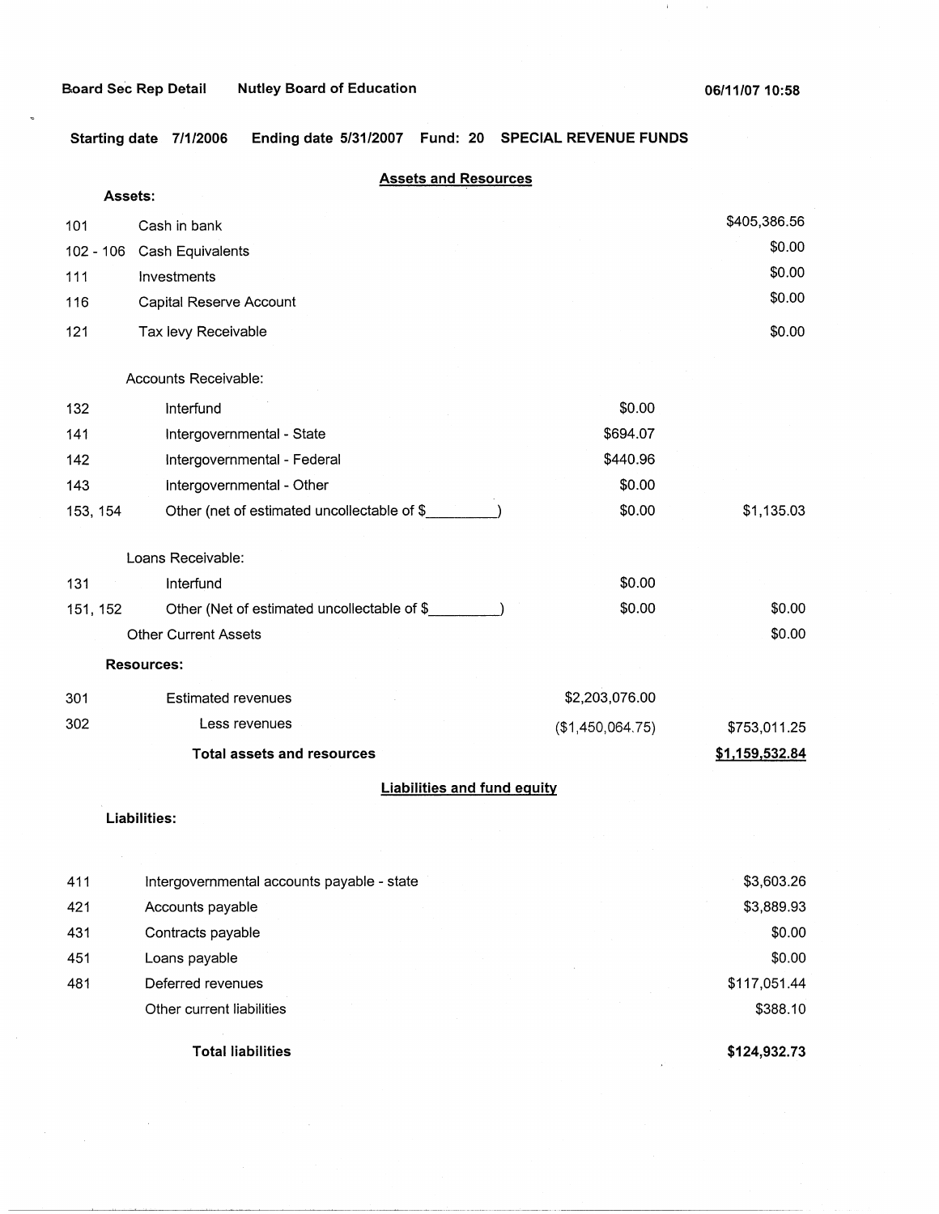Board Sec Rep Detail    Nutley Board of Education    06/11/07 10:58

**Starting date** 7/1/2006    **Ending date** 5/31/2007    **Fund:** 20    **SPECIAL REVENUE FUNDS**

## Assets and Resources

| | | | |
|---|---|---|---|
| **Assets:** | | | |
| 101 | Cash in bank | | $405,386.56 |
| 102 - 106 | Cash Equivalents | | $0.00 |
| 111 | Investments | | $0.00 |
| 116 | Capital Reserve Account | | $0.00 |
| 121 | Tax levy Receivable | | $0.00 |
| | Accounts Receivable: | | |
| 132 | Interfund | $0.00 | |
| 141 | Intergovernmental - State | $694.07 | |
| 142 | Intergovernmental - Federal | $440.96 | |
| 143 | Intergovernmental - Other | $0.00 | |
| 153, 154 | Other (net of estimated uncollectable of $_________) | $0.00 | $1,135.03 |
| | Loans Receivable: | | |
| 131 | Interfund | $0.00 | |
| 151, 152 | Other (Net of estimated uncollectable of $_________) | $0.00 | $0.00 |
| | Other Current Assets | | $0.00 |
| **Resources:** | | | |
| 301 | Estimated revenues | $2,203,076.00 | |
| 302 | Less revenues | ($1,450,064.75) | $753,011.25 |
| | **Total assets and resources** | | **$1,159,532.84** |

## Liabilities and fund equity

| | | |
|---|---|---|
| **Liabilities:** | | |
| 411 | Intergovernmental accounts payable - state | $3,603.26 |
| 421 | Accounts payable | $3,889.93 |
| 431 | Contracts payable | $0.00 |
| 451 | Loans payable | $0.00 |
| 481 | Deferred revenues | $117,051.44 |
| | Other current liabilities | $388.10 |
| | **Total liabilities** | **$124,932.73** |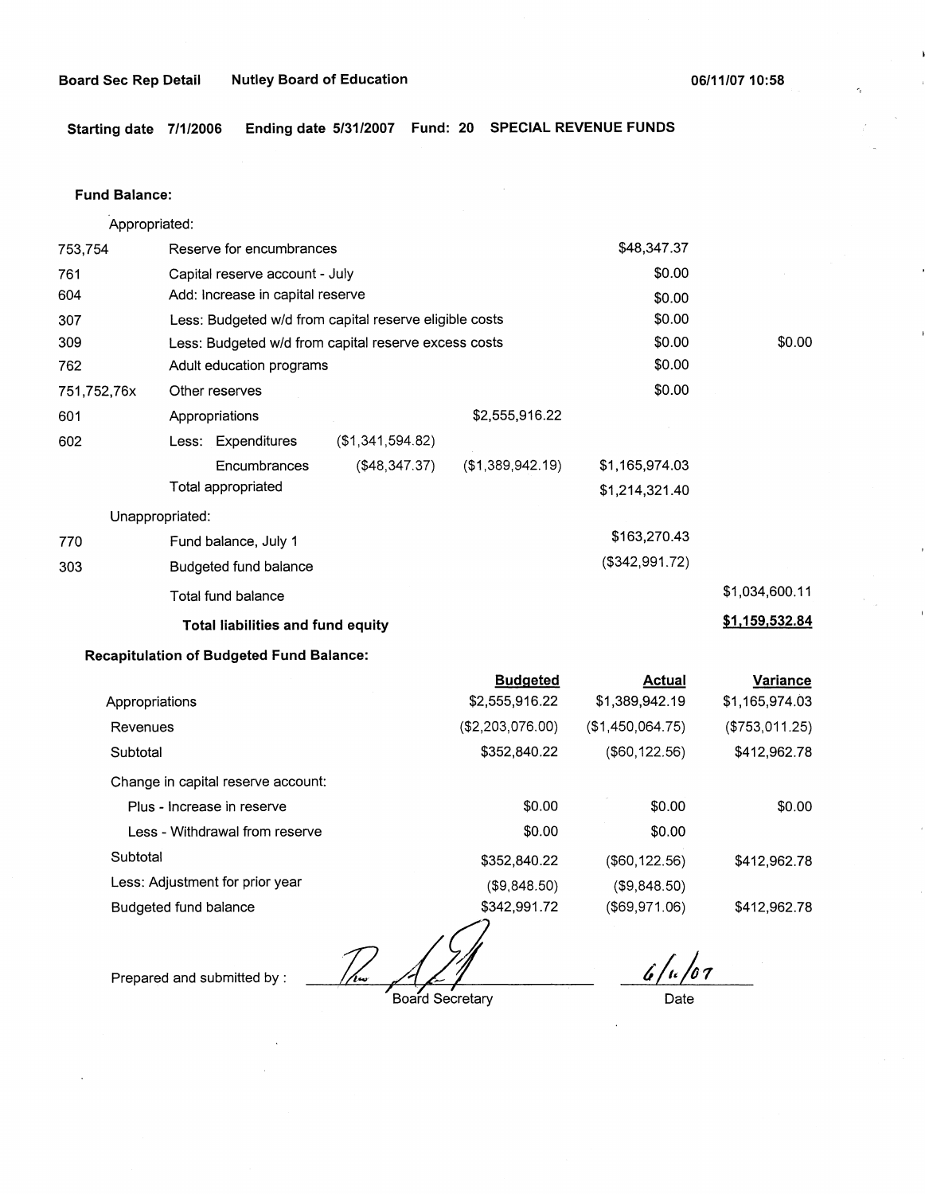**Board Sec Rep Detail** **Nutley Board of Education** **06/11/07 10:58**

**Starting date 7/1/2006** **Ending date 5/31/2007** **Fund: 20** **SPECIAL REVENUE FUNDS**

**Fund Balance:**

| | | | | | |
|---|---|---|---|---|---|
| | Appropriated: | | | | |
| 753,754 | Reserve for encumbrances | | | $48,347.37 | |
| 761 | Capital reserve account - July | | | $0.00 | |
| 604 | Add: Increase in capital reserve | | | $0.00 | |
| 307 | Less: Budgeted w/d from capital reserve eligible costs | | | $0.00 | |
| 309 | Less: Budgeted w/d from capital reserve excess costs | | | $0.00 | $0.00 |
| 762 | Adult education programs | | | $0.00 | |
| 751,752,76x | Other reserves | | | $0.00 | |
| 601 | Appropriations | | $2,555,916.22 | | |
| 602 | Less: Expenditures | ($1,341,594.82) | | | |
| | Encumbrances | ($48,347.37) | ($1,389,942.19) | $1,165,974.03 | |
| | Total appropriated | | | $1,214,321.40 | |
| | Unappropriated: | | | | |
| 770 | Fund balance, July 1 | | | $163,270.43 | |
| 303 | Budgeted fund balance | | | ($342,991.72) | |
| | Total fund balance | | | | $1,034,600.11 |
| | **Total liabilities and fund equity** | | | | **$1,159,532.84** |

**Recapitulation of Budgeted Fund Balance:**

| | Budgeted | Actual | Variance |
|---|---|---|---|
| Appropriations | $2,555,916.22 | $1,389,942.19 | $1,165,974.03 |
| Revenues | ($2,203,076.00) | ($1,450,064.75) | ($753,011.25) |
| Subtotal | $352,840.22 | ($60,122.56) | $412,962.78 |
| Change in capital reserve account: | | | |
| Plus - Increase in reserve | $0.00 | $0.00 | $0.00 |
| Less - Withdrawal from reserve | $0.00 | $0.00 | |
| Subtotal | $352,840.22 | ($60,122.56) | $412,962.78 |
| Less: Adjustment for prior year | ($9,848.50) | ($9,848.50) | |
| Budgeted fund balance | $342,991.72 | ($69,971.06) | $412,962.78 |

Prepared and submitted by : _______________ Board Secretary &nbsp;&nbsp;&nbsp; 6/11/07 Date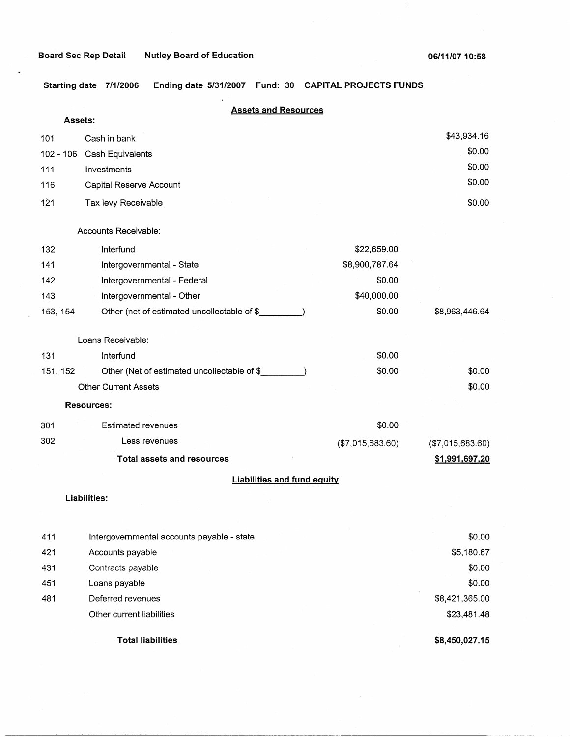**Board Sec Rep Detail** **Nutley Board of Education** **06/11/07 10:58**

**Starting date 7/1/2006 Ending date 5/31/2007 Fund: 30 CAPITAL PROJECTS FUNDS**

## Assets and Resources

**Assets:**

| | | | |
|---|---|---|---|
| 101 | Cash in bank | | $43,934.16 |
| 102 - 106 | Cash Equivalents | | $0.00 |
| 111 | Investments | | $0.00 |
| 116 | Capital Reserve Account | | $0.00 |
| 121 | Tax levy Receivable | | $0.00 |
| | Accounts Receivable: | | |
| 132 | Interfund | $22,659.00 | |
| 141 | Intergovernmental - State | $8,900,787.64 | |
| 142 | Intergovernmental - Federal | $0.00 | |
| 143 | Intergovernmental - Other | $40,000.00 | |
| 153, 154 | Other (net of estimated uncollectable of $_________) | $0.00 | $8,963,446.64 |
| | Loans Receivable: | | |
| 131 | Interfund | $0.00 | |
| 151, 152 | Other (Net of estimated uncollectable of $_________) | $0.00 | $0.00 |
| | Other Current Assets | | $0.00 |
| | **Resources:** | | |
| 301 | Estimated revenues | $0.00 | |
| 302 | Less revenues | ($7,015,683.60) | ($7,015,683.60) |
| | **Total assets and resources** | | **$1,991,697.20** |

## Liabilities and fund equity

**Liabilities:**

| | | |
|---|---|---|
| 411 | Intergovernmental accounts payable - state | $0.00 |
| 421 | Accounts payable | $5,180.67 |
| 431 | Contracts payable | $0.00 |
| 451 | Loans payable | $0.00 |
| 481 | Deferred revenues | $8,421,365.00 |
| | Other current liabilities | $23,481.48 |
| | **Total liabilities** | **$8,450,027.15** |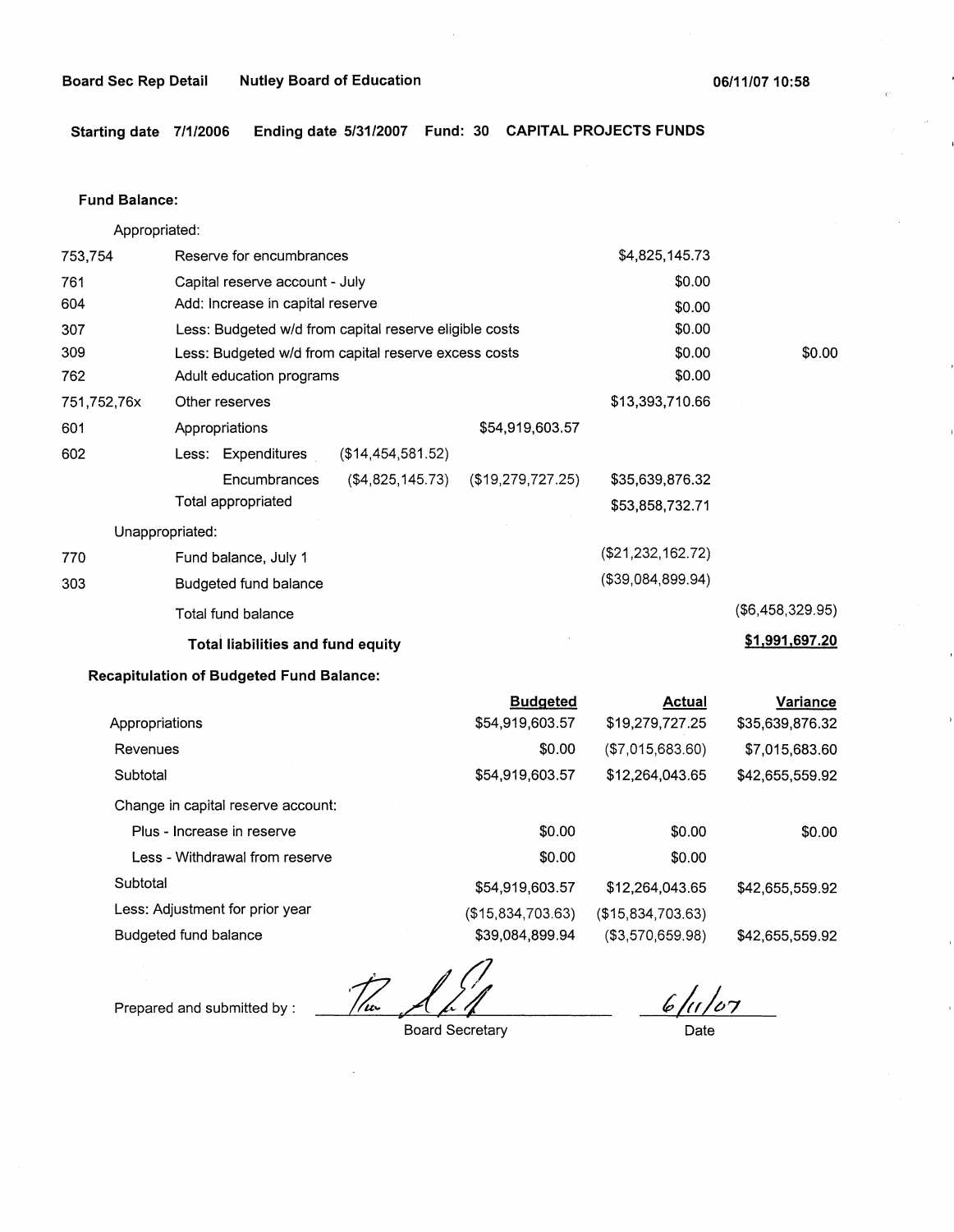**Board Sec Rep Detail** **Nutley Board of Education** **06/11/07 10:58**

**Starting date 7/1/2006 Ending date 5/31/2007 Fund: 30 CAPITAL PROJECTS FUNDS**

**Fund Balance:**

| | | | | | |
|---|---|---|---|---|---|
| | Appropriated: | | | | |
| 753,754 | Reserve for encumbrances | | | $4,825,145.73 | |
| 761 | Capital reserve account - July | | | $0.00 | |
| 604 | Add: Increase in capital reserve | | | $0.00 | |
| 307 | Less: Budgeted w/d from capital reserve eligible costs | | | $0.00 | |
| 309 | Less: Budgeted w/d from capital reserve excess costs | | | $0.00 | $0.00 |
| 762 | Adult education programs | | | $0.00 | |
| 751,752,76x | Other reserves | | | $13,393,710.66 | |
| 601 | Appropriations | | $54,919,603.57 | | |
| 602 | Less: Expenditures | ($14,454,581.52) | | | |
| | Encumbrances | ($4,825,145.73) | ($19,279,727.25) | $35,639,876.32 | |
| | Total appropriated | | | $53,858,732.71 | |
| | Unappropriated: | | | | |
| 770 | Fund balance, July 1 | | | ($21,232,162.72) | |
| 303 | Budgeted fund balance | | | ($39,084,899.94) | |
| | Total fund balance | | | | ($6,458,329.95) |
| | **Total liabilities and fund equity** | | | | **$1,991,697.20** |

**Recapitulation of Budgeted Fund Balance:**

| | Budgeted | Actual | Variance |
|---|---|---|---|
| Appropriations | $54,919,603.57 | $19,279,727.25 | $35,639,876.32 |
| Revenues | $0.00 | ($7,015,683.60) | $7,015,683.60 |
| Subtotal | $54,919,603.57 | $12,264,043.65 | $42,655,559.92 |
| Change in capital reserve account: | | | |
| Plus - Increase in reserve | $0.00 | $0.00 | $0.00 |
| Less - Withdrawal from reserve | $0.00 | $0.00 | |
| Subtotal | $54,919,603.57 | $12,264,043.65 | $42,655,559.92 |
| Less: Adjustment for prior year | ($15,834,703.63) | ($15,834,703.63) | |
| Budgeted fund balance | $39,084,899.94 | ($3,570,659.98) | $42,655,559.92 |

Prepared and submitted by : ____________________ Board Secretary

6/11/07
Date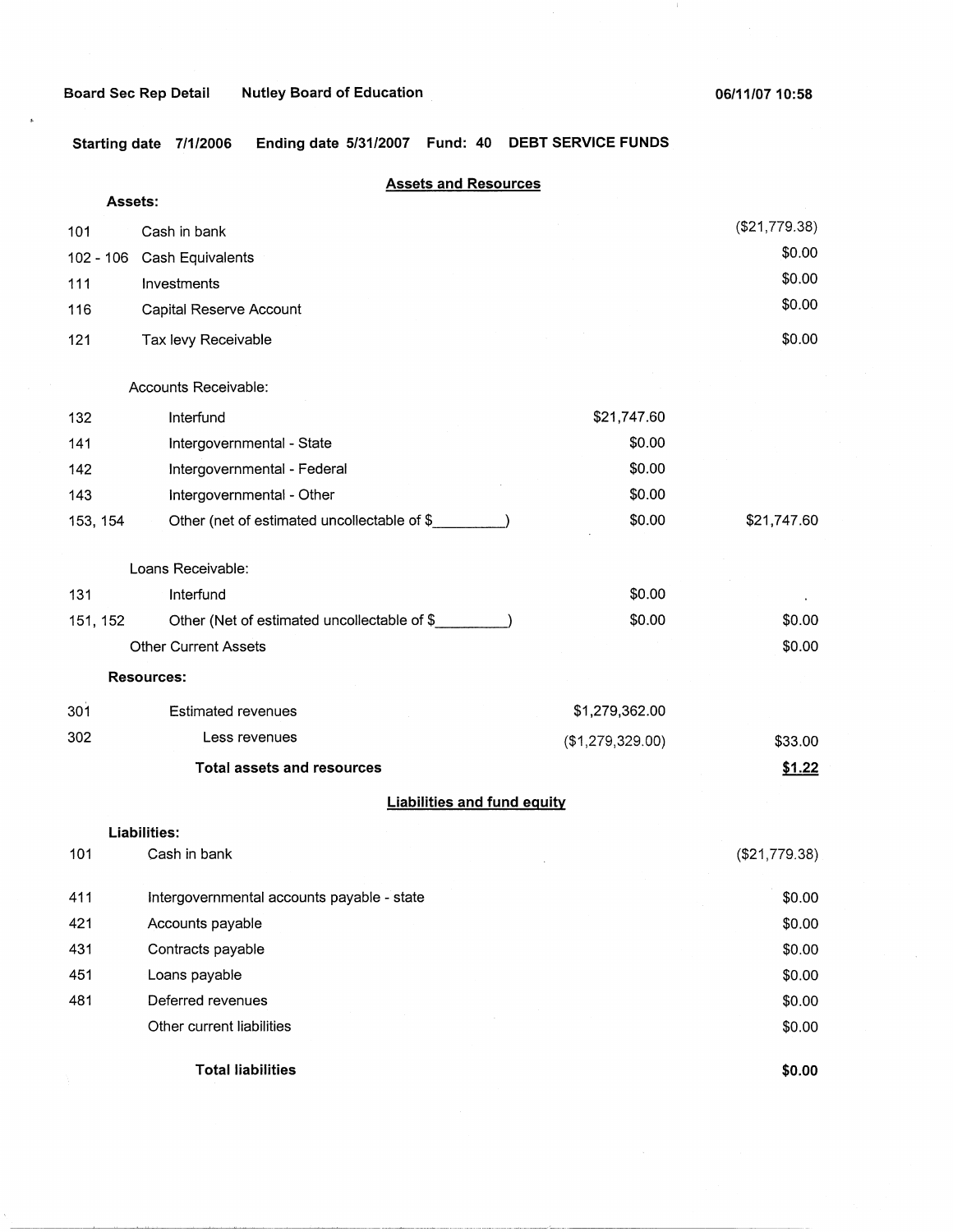Board Sec Rep Detail    Nutley Board of Education    06/11/07 10:58

Starting date 7/1/2006    Ending date 5/31/2007    Fund: 40    DEBT SERVICE FUNDS

## Assets and Resources

**Assets:**

| Code | Description | | Amount |
|---|---|---|---|
| 101 | Cash in bank | | ($21,779.38) |
| 102 - 106 | Cash Equivalents | | $0.00 |
| 111 | Investments | | $0.00 |
| 116 | Capital Reserve Account | | $0.00 |
| 121 | Tax levy Receivable | | $0.00 |
| | Accounts Receivable: | | |
| 132 | Interfund | $21,747.60 | |
| 141 | Intergovernmental - State | $0.00 | |
| 142 | Intergovernmental - Federal | $0.00 | |
| 143 | Intergovernmental - Other | $0.00 | |
| 153, 154 | Other (net of estimated uncollectable of $_________) | $0.00 | $21,747.60 |
| | Loans Receivable: | | |
| 131 | Interfund | $0.00 | |
| 151, 152 | Other (Net of estimated uncollectable of $_________) | $0.00 | $0.00 |
| | Other Current Assets | | $0.00 |

**Resources:**

| Code | Description | | Amount |
|---|---|---|---|
| 301 | Estimated revenues | $1,279,362.00 | |
| 302 | Less revenues | ($1,279,329.00) | $33.00 |
| | **Total assets and resources** | | **$1.22** |

## Liabilities and fund equity

**Liabilities:**

| Code | Description | Amount |
|---|---|---|
| 101 | Cash in bank | ($21,779.38) |
| 411 | Intergovernmental accounts payable - state | $0.00 |
| 421 | Accounts payable | $0.00 |
| 431 | Contracts payable | $0.00 |
| 451 | Loans payable | $0.00 |
| 481 | Deferred revenues | $0.00 |
| | Other current liabilities | $0.00 |
| | **Total liabilities** | **$0.00** |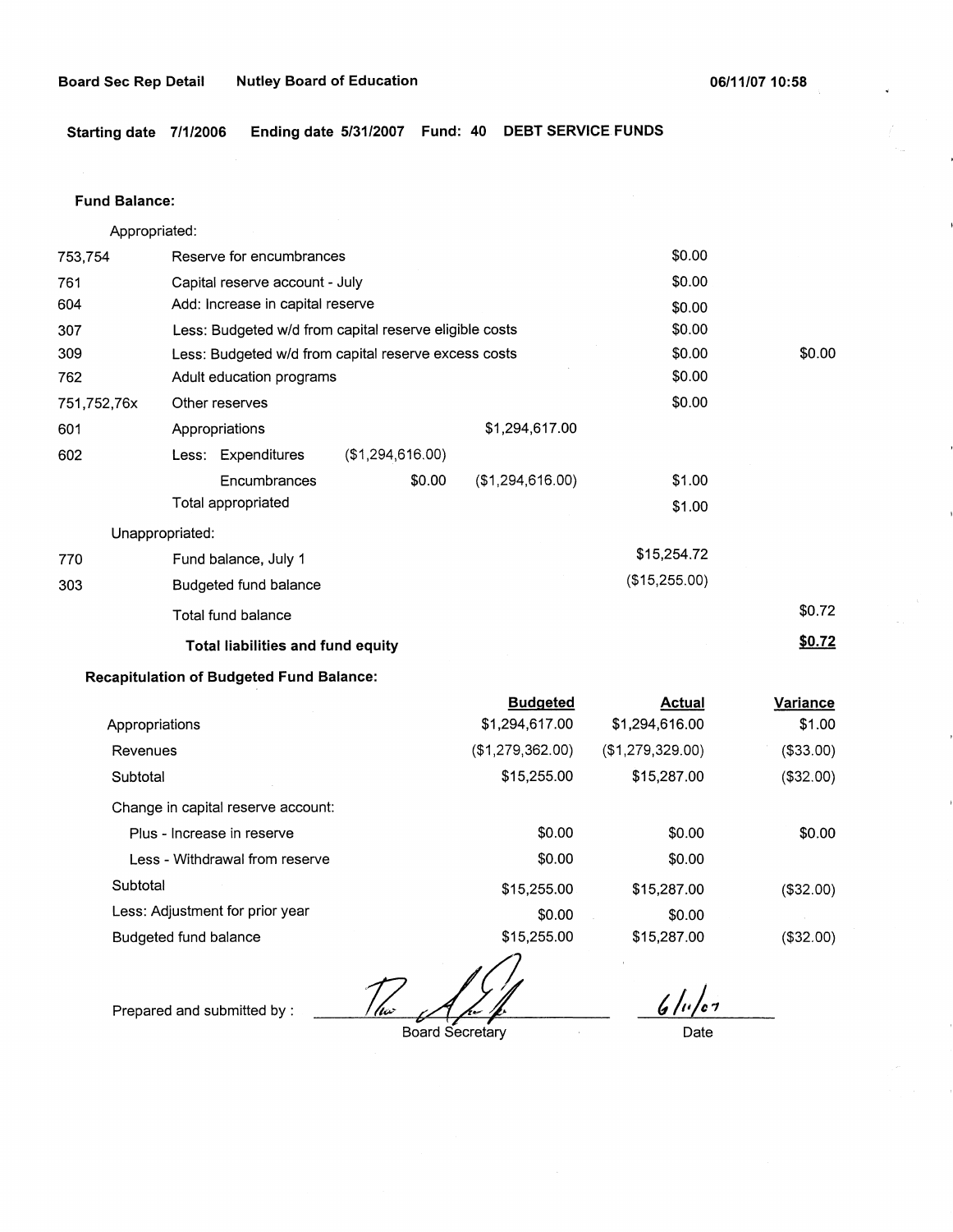**Board Sec Rep Detail** **Nutley Board of Education** **06/11/07 10:58**

**Starting date 7/1/2006 Ending date 5/31/2007 Fund: 40 DEBT SERVICE FUNDS**

**Fund Balance:**

| | | | | | |
|---|---|---|---|---|---|
| | Appropriated: | | | | |
| 753,754 | Reserve for encumbrances | | | $0.00 | |
| 761 | Capital reserve account - July | | | $0.00 | |
| 604 | Add: Increase in capital reserve | | | $0.00 | |
| 307 | Less: Budgeted w/d from capital reserve eligible costs | | | $0.00 | |
| 309 | Less: Budgeted w/d from capital reserve excess costs | | | $0.00 | $0.00 |
| 762 | Adult education programs | | | $0.00 | |
| 751,752,76x | Other reserves | | | $0.00 | |
| 601 | Appropriations | | $1,294,617.00 | | |
| 602 | Less: Expenditures | ($1,294,616.00) | | | |
| | Encumbrances | $0.00 | ($1,294,616.00) | $1.00 | |
| | Total appropriated | | | $1.00 | |
| | Unappropriated: | | | | |
| 770 | Fund balance, July 1 | | | $15,254.72 | |
| 303 | Budgeted fund balance | | | ($15,255.00) | |
| | Total fund balance | | | | $0.72 |
| | **Total liabilities and fund equity** | | | | **$0.72** |

**Recapitulation of Budgeted Fund Balance:**

| | Budgeted | Actual | Variance |
|---|---|---|---|
| Appropriations | $1,294,617.00 | $1,294,616.00 | $1.00 |
| Revenues | ($1,279,362.00) | ($1,279,329.00) | ($33.00) |
| Subtotal | $15,255.00 | $15,287.00 | ($32.00) |
| Change in capital reserve account: | | | |
| Plus - Increase in reserve | $0.00 | $0.00 | $0.00 |
| Less - Withdrawal from reserve | $0.00 | $0.00 | |
| Subtotal | $15,255.00 | $15,287.00 | ($32.00) |
| Less: Adjustment for prior year | $0.00 | $0.00 | |
| Budgeted fund balance | $15,255.00 | $15,287.00 | ($32.00) |

Prepared and submitted by : _[signature]_ 
Board Secretary

6/11/07 
Date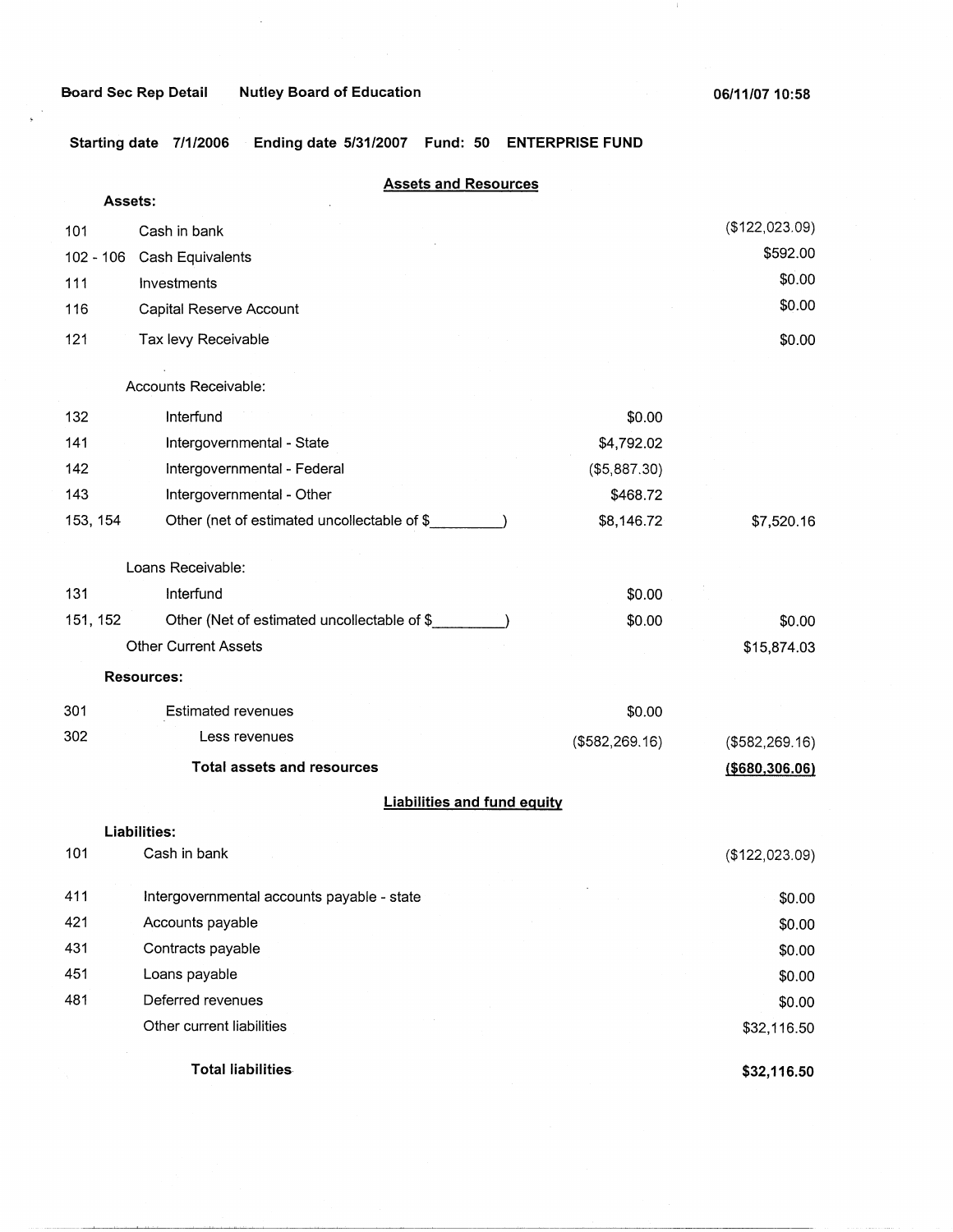**Board Sec Rep Detail** **Nutley Board of Education** **06/11/07 10:58**

**Starting date 7/1/2006 Ending date 5/31/2007 Fund: 50 ENTERPRISE FUND**

## Assets and Resources

| | | | |
|---|---|---|---|
| **Assets:** | | | |
| 101 | Cash in bank | | ($122,023.09) |
| 102 - 106 | Cash Equivalents | | $592.00 |
| 111 | Investments | | $0.00 |
| 116 | Capital Reserve Account | | $0.00 |
| 121 | Tax levy Receivable | | $0.00 |
| | Accounts Receivable: | | |
| 132 | Interfund | $0.00 | |
| 141 | Intergovernmental - State | $4,792.02 | |
| 142 | Intergovernmental - Federal | ($5,887.30) | |
| 143 | Intergovernmental - Other | $468.72 | |
| 153, 154 | Other (net of estimated uncollectable of $\_\_\_\_\_\_\_\_\_) | $8,146.72 | $7,520.16 |
| | Loans Receivable: | | |
| 131 | Interfund | $0.00 | |
| 151, 152 | Other (Net of estimated uncollectable of $\_\_\_\_\_\_\_\_\_) | $0.00 | $0.00 |
| | Other Current Assets | | $15,874.03 |
| **Resources:** | | | |
| 301 | Estimated revenues | $0.00 | |
| 302 | Less revenues | ($582,269.16) | ($582,269.16) |
| | **Total assets and resources** | | **($680,306.06)** |

## Liabilities and fund equity

| | | |
|---|---|---|
| **Liabilities:** | | |
| 101 | Cash in bank | ($122,023.09) |
| 411 | Intergovernmental accounts payable - state | $0.00 |
| 421 | Accounts payable | $0.00 |
| 431 | Contracts payable | $0.00 |
| 451 | Loans payable | $0.00 |
| 481 | Deferred revenues | $0.00 |
| | Other current liabilities | $32,116.50 |
| | **Total liabilities** | **$32,116.50** |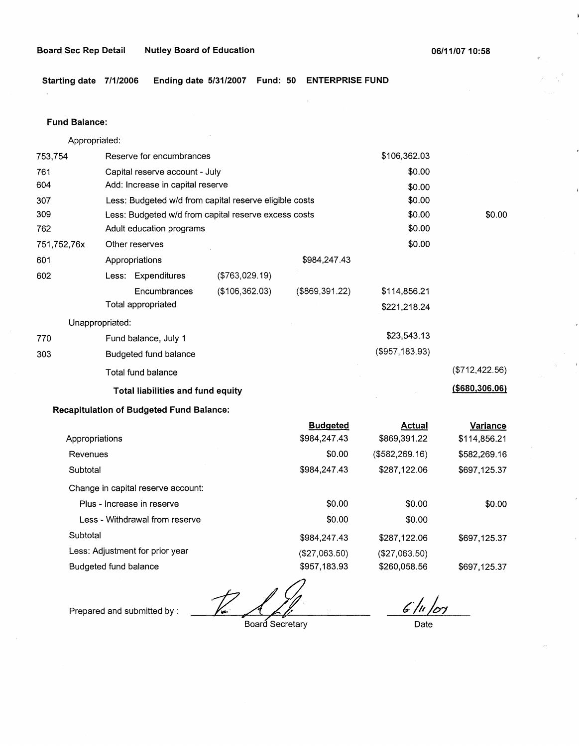Board Sec Rep Detail  Nutley Board of Education  06/11/07 10:58

**Starting date 7/1/2006  Ending date 5/31/2007  Fund: 50  ENTERPRISE FUND**

**Fund Balance:**

| | | | | | |
|---|---|---|---|---|---|
| | Appropriated: | | | | |
| 753,754 | Reserve for encumbrances | | | $106,362.03 | |
| 761 | Capital reserve account - July | | | $0.00 | |
| 604 | Add: Increase in capital reserve | | | $0.00 | |
| 307 | Less: Budgeted w/d from capital reserve eligible costs | | | $0.00 | |
| 309 | Less: Budgeted w/d from capital reserve excess costs | | | $0.00 | $0.00 |
| 762 | Adult education programs | | | $0.00 | |
| 751,752,76x | Other reserves | | | $0.00 | |
| 601 | Appropriations | | $984,247.43 | | |
| 602 | Less: Expenditures | ($763,029.19) | | | |
| | Encumbrances | ($106,362.03) | ($869,391.22) | $114,856.21 | |
| | Total appropriated | | | $221,218.24 | |
| | Unappropriated: | | | | |
| 770 | Fund balance, July 1 | | | $23,543.13 | |
| 303 | Budgeted fund balance | | | ($957,183.93) | |
| | Total fund balance | | | | ($712,422.56) |
| | **Total liabilities and fund equity** | | | | **($680,306.06)** |

**Recapitulation of Budgeted Fund Balance:**

| | Budgeted | Actual | Variance |
|---|---|---|---|
| Appropriations | $984,247.43 | $869,391.22 | $114,856.21 |
| Revenues | $0.00 | ($582,269.16) | $582,269.16 |
| Subtotal | $984,247.43 | $287,122.06 | $697,125.37 |
| Change in capital reserve account: | | | |
| Plus - Increase in reserve | $0.00 | $0.00 | $0.00 |
| Less - Withdrawal from reserve | $0.00 | $0.00 | |
| Subtotal | $984,247.43 | $287,122.06 | $697,125.37 |
| Less: Adjustment for prior year | ($27,063.50) | ($27,063.50) | |
| Budgeted fund balance | $957,183.93 | $260,058.56 | $697,125.37 |

Prepared and submitted by : _______________ Board Secretary    6/11/07 Date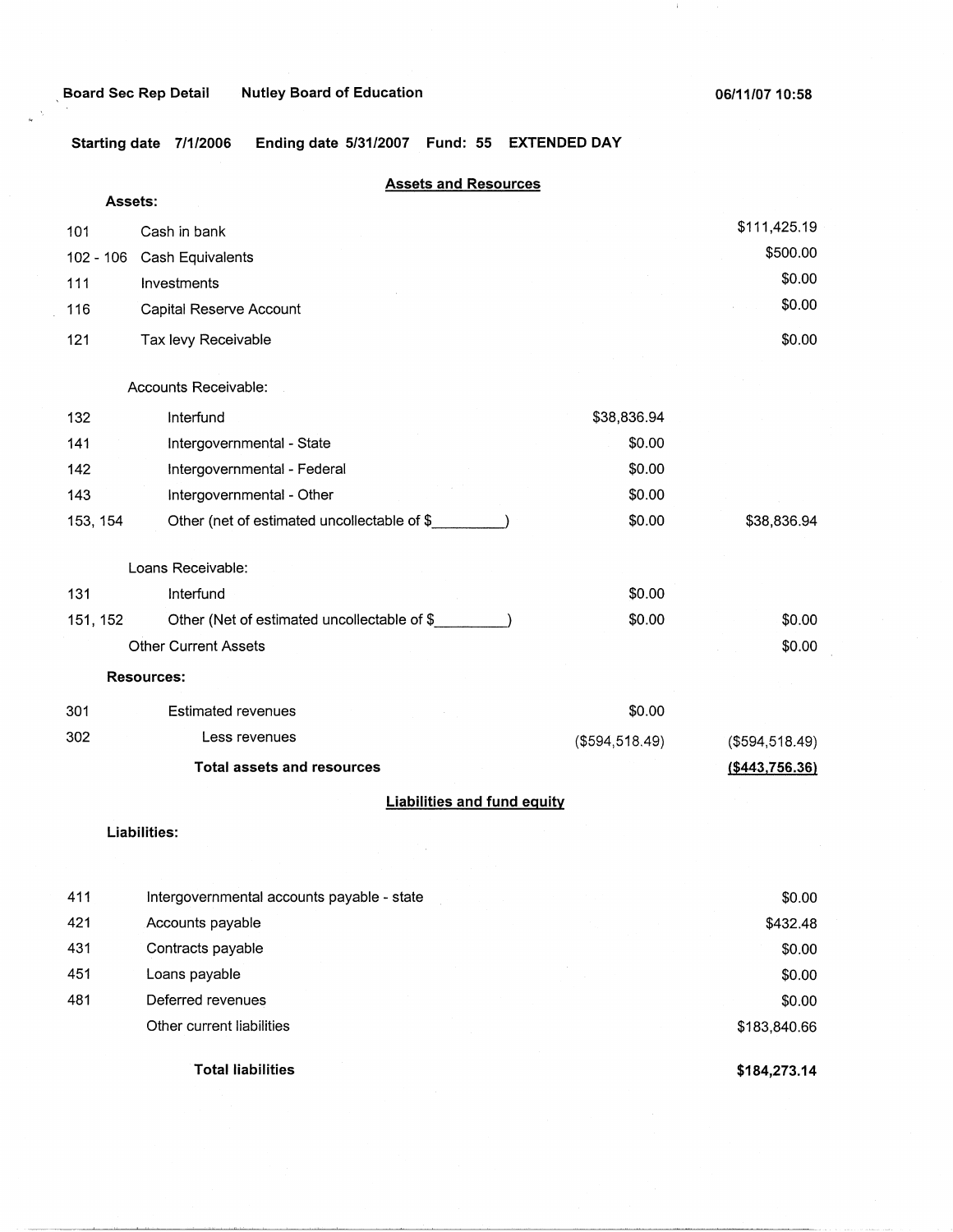Board Sec Rep Detail    Nutley Board of Education    06/11/07 10:58

**Starting date** 7/1/2006    **Ending date** 5/31/2007    **Fund:** 55    **EXTENDED DAY**

## Assets and Resources

| | | | |
|---|---|---|---|
| **Assets:** | | | |
| 101 | Cash in bank | | $111,425.19 |
| 102 - 106 | Cash Equivalents | | $500.00 |
| 111 | Investments | | $0.00 |
| 116 | Capital Reserve Account | | $0.00 |
| 121 | Tax levy Receivable | | $0.00 |
| | Accounts Receivable: | | |
| 132 | Interfund | $38,836.94 | |
| 141 | Intergovernmental - State | $0.00 | |
| 142 | Intergovernmental - Federal | $0.00 | |
| 143 | Intergovernmental - Other | $0.00 | |
| 153, 154 | Other (net of estimated uncollectable of $_________) | $0.00 | $38,836.94 |
| | Loans Receivable: | | |
| 131 | Interfund | $0.00 | |
| 151, 152 | Other (Net of estimated uncollectable of $_________) | $0.00 | $0.00 |
| | Other Current Assets | | $0.00 |
| **Resources:** | | | |
| 301 | Estimated revenues | $0.00 | |
| 302 | Less revenues | ($594,518.49) | ($594,518.49) |
| | **Total assets and resources** | | **($443,756.36)** |

## Liabilities and fund equity

| | | |
|---|---|---|
| **Liabilities:** | | |
| 411 | Intergovernmental accounts payable - state | $0.00 |
| 421 | Accounts payable | $432.48 |
| 431 | Contracts payable | $0.00 |
| 451 | Loans payable | $0.00 |
| 481 | Deferred revenues | $0.00 |
| | Other current liabilities | $183,840.66 |
| | **Total liabilities** | **$184,273.14** |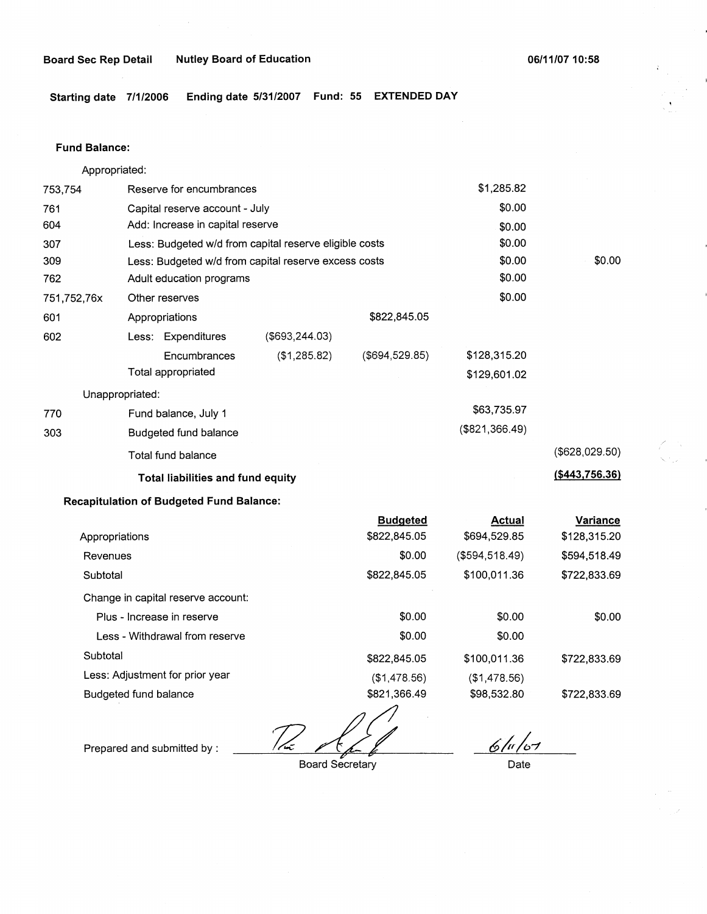**Board Sec Rep Detail** **Nutley Board of Education** **06/11/07 10:58**

**Starting date 7/1/2006** **Ending date 5/31/2007** **Fund: 55** **EXTENDED DAY**

**Fund Balance:**

| | | | | | |
|---|---|---|---|---|---|
| | Appropriated: | | | | |
| 753,754 | Reserve for encumbrances | | | $1,285.82 | |
| 761 | Capital reserve account - July | | | $0.00 | |
| 604 | Add: Increase in capital reserve | | | $0.00 | |
| 307 | Less: Budgeted w/d from capital reserve eligible costs | | | $0.00 | |
| 309 | Less: Budgeted w/d from capital reserve excess costs | | | $0.00 | $0.00 |
| 762 | Adult education programs | | | $0.00 | |
| 751,752,76x | Other reserves | | | $0.00 | |
| 601 | Appropriations | | $822,845.05 | | |
| 602 | Less: Expenditures | ($693,244.03) | | | |
| | Encumbrances | ($1,285.82) | ($694,529.85) | $128,315.20 | |
| | Total appropriated | | | $129,601.02 | |
| | Unappropriated: | | | | |
| 770 | Fund balance, July 1 | | | $63,735.97 | |
| 303 | Budgeted fund balance | | | ($821,366.49) | |
| | Total fund balance | | | | ($628,029.50) |
| | **Total liabilities and fund equity** | | | | **($443,756.36)** |

**Recapitulation of Budgeted Fund Balance:**

| | Budgeted | Actual | Variance |
|---|---|---|---|
| Appropriations | $822,845.05 | $694,529.85 | $128,315.20 |
| Revenues | $0.00 | ($594,518.49) | $594,518.49 |
| Subtotal | $822,845.05 | $100,011.36 | $722,833.69 |
| Change in capital reserve account: | | | |
| Plus - Increase in reserve | $0.00 | $0.00 | $0.00 |
| Less - Withdrawal from reserve | $0.00 | $0.00 | |
| Subtotal | $822,845.05 | $100,011.36 | $722,833.69 |
| Less: Adjustment for prior year | ($1,478.56) | ($1,478.56) | |
| Budgeted fund balance | $821,366.49 | $98,532.80 | $722,833.69 |

Prepared and submitted by : ______________________ Board Secretary    6/11/07 Date